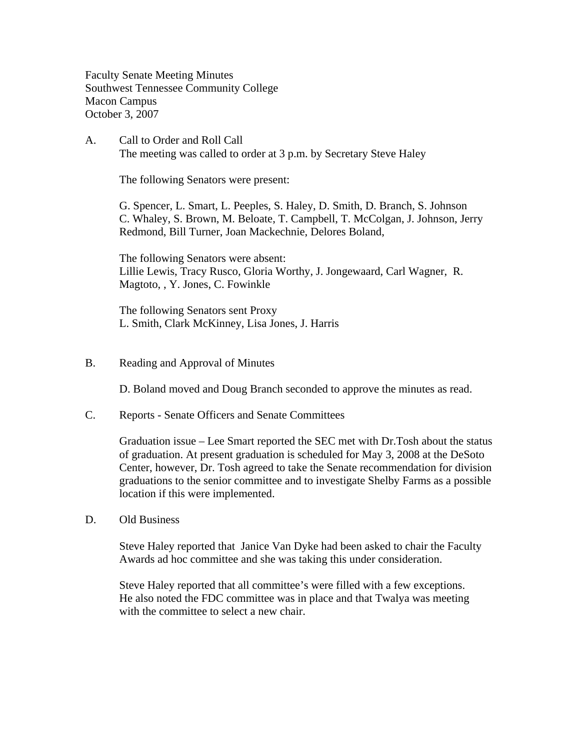Faculty Senate Meeting Minutes
Southwest Tennessee Community College
Macon Campus
October 3, 2007

A. Call to Order and Roll Call

The meeting was called to order at 3 p.m. by Secretary Steve Haley

The following Senators were present:

G. Spencer, L. Smart, L. Peeples, S. Haley, D. Smith, D. Branch, S. Johnson C. Whaley, S. Brown, M. Beloate, T. Campbell, T. McColgan, J. Johnson, Jerry Redmond, Bill Turner, Joan Mackechnie, Delores Boland,

The following Senators were absent:
Lillie Lewis, Tracy Rusco, Gloria Worthy, J. Jongewaard, Carl Wagner, R. Magtoto, , Y. Jones, C. Fowinkle

The following Senators sent Proxy
L. Smith, Clark McKinney, Lisa Jones, J. Harris

B. Reading and Approval of Minutes

D. Boland moved and Doug Branch seconded to approve the minutes as read.

C. Reports - Senate Officers and Senate Committees

Graduation issue – Lee Smart reported the SEC met with Dr.Tosh about the status of graduation. At present graduation is scheduled for May 3, 2008 at the DeSoto Center, however, Dr. Tosh agreed to take the Senate recommendation for division graduations to the senior committee and to investigate Shelby Farms as a possible location if this were implemented.

D. Old Business

Steve Haley reported that Janice Van Dyke had been asked to chair the Faculty Awards ad hoc committee and she was taking this under consideration.

Steve Haley reported that all committee's were filled with a few exceptions. He also noted the FDC committee was in place and that Twalya was meeting with the committee to select a new chair.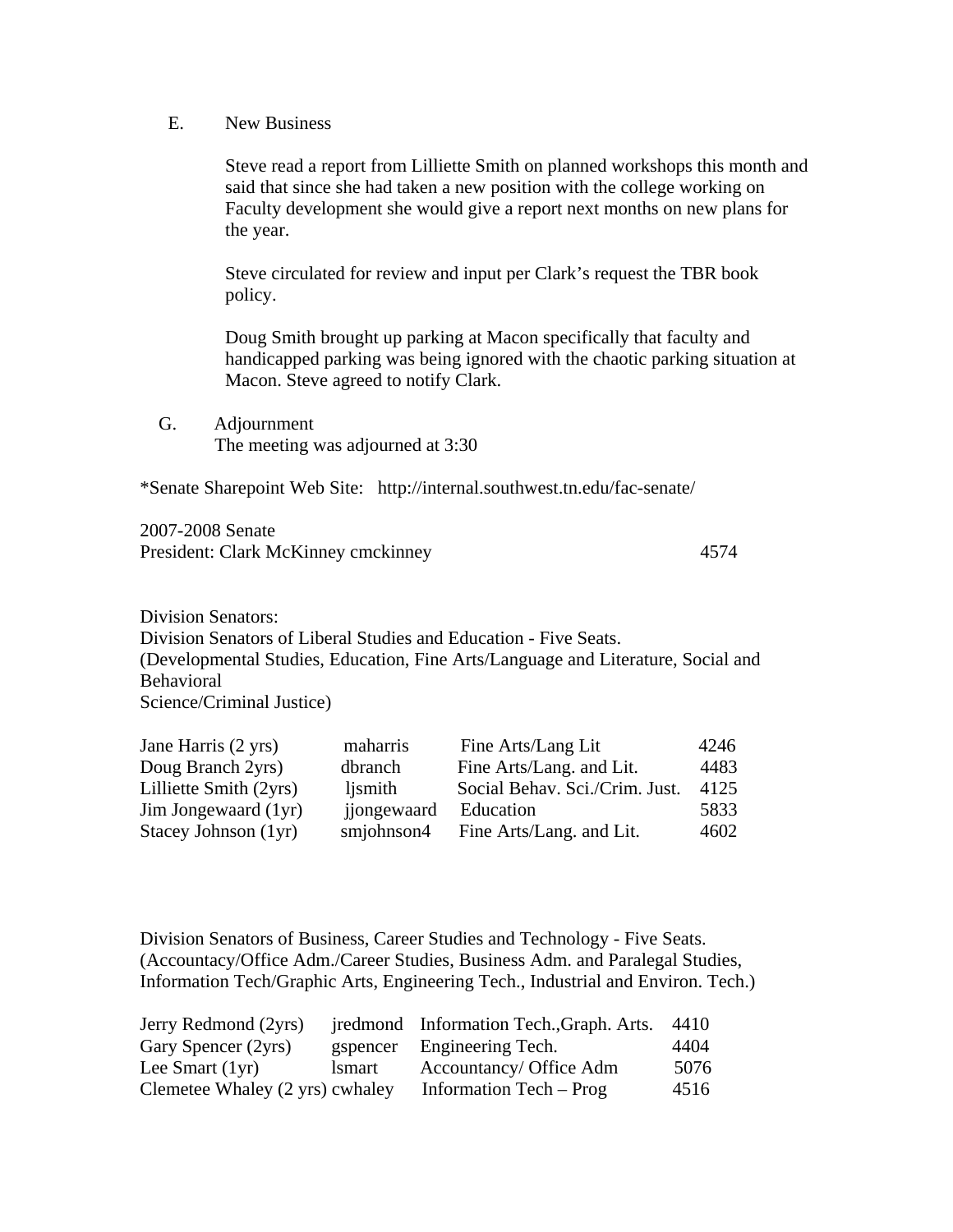E. New Business

Steve read a report from Lilliette Smith on planned workshops this month and said that since she had taken a new position with the college working on Faculty development she would give a report next months on new plans for the year.

Steve circulated for review and input per Clark's request the TBR book policy.

Doug Smith brought up parking at Macon specifically that faculty and handicapped parking was being ignored with the chaotic parking situation at Macon. Steve agreed to notify Clark.

G. Adjournment
The meeting was adjourned at 3:30

*Senate Sharepoint Web Site: http://internal.southwest.tn.edu/fac-senate/

2007-2008 Senate
President: Clark McKinney cmckinney 4574

Division Senators:
Division Senators of Liberal Studies and Education - Five Seats.
(Developmental Studies, Education, Fine Arts/Language and Literature, Social and Behavioral
Science/Criminal Justice)

| | | | |
|---|---|---|---|
| Jane Harris (2 yrs) | maharris | Fine Arts/Lang Lit | 4246 |
| Doug Branch 2yrs) | dbranch | Fine Arts/Lang. and Lit. | 4483 |
| Lilliette Smith (2yrs) | ljsmith | Social Behav. Sci./Crim. Just. | 4125 |
| Jim Jongewaard (1yr) | jjongewaard | Education | 5833 |
| Stacey Johnson (1yr) | smjohnson4 | Fine Arts/Lang. and Lit. | 4602 |

Division Senators of Business, Career Studies and Technology - Five Seats.
(Accountacy/Office Adm./Career Studies, Business Adm. and Paralegal Studies, Information Tech/Graphic Arts, Engineering Tech., Industrial and Environ. Tech.)

| | | | |
|---|---|---|---|
| Jerry Redmond (2yrs) | jredmond | Information Tech.,Graph. Arts. | 4410 |
| Gary Spencer (2yrs) | gspencer | Engineering Tech. | 4404 |
| Lee Smart (1yr) | lsmart | Accountancy/ Office Adm | 5076 |
| Clemetee Whaley (2 yrs) | cwhaley | Information Tech – Prog | 4516 |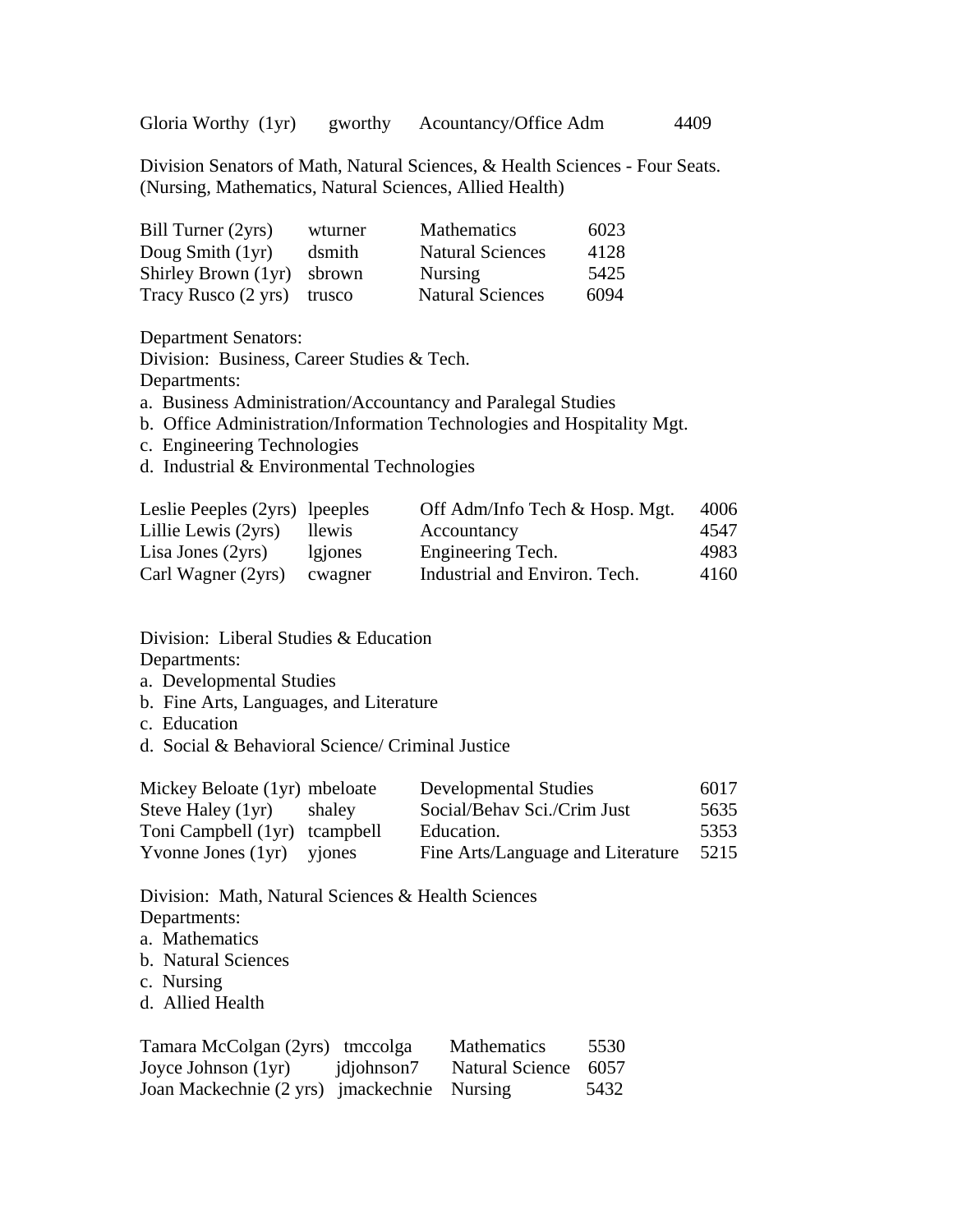| | | | |
|---|---|---|---|
| Gloria Worthy (1yr) | gworthy | Acountancy/Office Adm | 4409 |

Division Senators of Math, Natural Sciences, & Health Sciences - Four Seats.
(Nursing, Mathematics, Natural Sciences, Allied Health)

| | | | |
|---|---|---|---|
| Bill Turner (2yrs) | wturner | Mathematics | 6023 |
| Doug Smith (1yr) | dsmith | Natural Sciences | 4128 |
| Shirley Brown (1yr) | sbrown | Nursing | 5425 |
| Tracy Rusco (2 yrs) | trusco | Natural Sciences | 6094 |

Department Senators:
Division: Business, Career Studies & Tech.
Departments:

a. Business Administration/Accountancy and Paralegal Studies
b. Office Administration/Information Technologies and Hospitality Mgt.
c. Engineering Technologies
d. Industrial & Environmental Technologies

| | | | |
|---|---|---|---|
| Leslie Peeples (2yrs) | lpeeples | Off Adm/Info Tech & Hosp. Mgt. | 4006 |
| Lillie Lewis (2yrs) | llewis | Accountancy | 4547 |
| Lisa Jones (2yrs) | lgjones | Engineering Tech. | 4983 |
| Carl Wagner (2yrs) | cwagner | Industrial and Environ. Tech. | 4160 |

Division: Liberal Studies & Education
Departments:

a. Developmental Studies
b. Fine Arts, Languages, and Literature
c. Education
d. Social & Behavioral Science/ Criminal Justice

| | | | |
|---|---|---|---|
| Mickey Beloate (1yr) | mbeloate | Developmental Studies | 6017 |
| Steve Haley (1yr) | shaley | Social/Behav Sci./Crim Just | 5635 |
| Toni Campbell (1yr) | tcampbell | Education. | 5353 |
| Yvonne Jones (1yr) | yjones | Fine Arts/Language and Literature | 5215 |

Division: Math, Natural Sciences & Health Sciences
Departments:

a. Mathematics
b. Natural Sciences
c. Nursing
d. Allied Health

| | | | |
|---|---|---|---|
| Tamara McColgan (2yrs) | tmccolga | Mathematics | 5530 |
| Joyce Johnson (1yr) | jdjohnson7 | Natural Science | 6057 |
| Joan Mackechnie (2 yrs) | jmackechnie | Nursing | 5432 |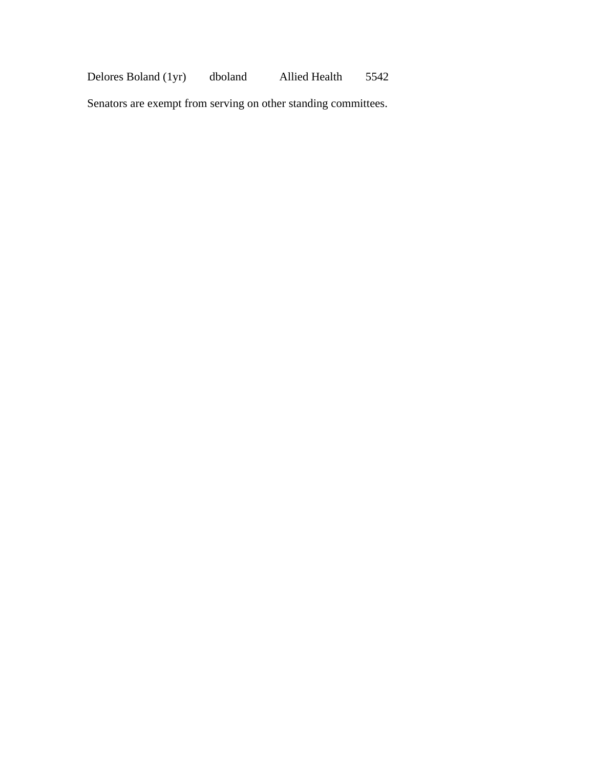| | | | |
|---|---|---|---|
| Delores Boland (1yr) | dboland | Allied Health | 5542 |

Senators are exempt from serving on other standing committees.